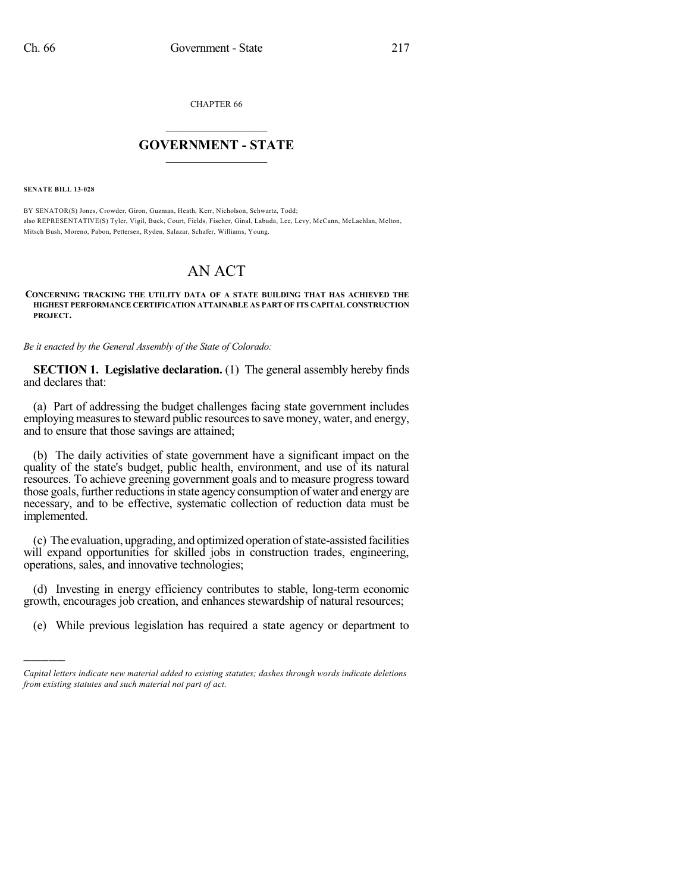CHAPTER 66

# GOVERNMENT - STATE

**SENATE BILL 13-028**

BY SENATOR(S) Jones, Crowder, Giron, Guzman, Heath, Kerr, Nicholson, Schwartz, Todd;
also REPRESENTATIVE(S) Tyler, Vigil, Buck, Court, Fields, Fischer, Ginal, Labuda, Lee, Levy, McCann, McLachlan, Melton, Mitsch Bush, Moreno, Pabon, Pettersen, Ryden, Salazar, Schafer, Williams, Young.

# AN ACT

**CONCERNING TRACKING THE UTILITY DATA OF A STATE BUILDING THAT HAS ACHIEVED THE HIGHEST PERFORMANCE CERTIFICATION ATTAINABLE AS PART OF ITS CAPITAL CONSTRUCTION PROJECT.**

*Be it enacted by the General Assembly of the State of Colorado:*

**SECTION 1. Legislative declaration.** (1) The general assembly hereby finds and declares that:

(a) Part of addressing the budget challenges facing state government includes employing measures to steward public resources to save money, water, and energy, and to ensure that those savings are attained;

(b) The daily activities of state government have a significant impact on the quality of the state's budget, public health, environment, and use of its natural resources. To achieve greening government goals and to measure progress toward those goals, further reductions in state agency consumption of water and energy are necessary, and to be effective, systematic collection of reduction data must be implemented.

(c) The evaluation, upgrading, and optimized operation of state-assisted facilities will expand opportunities for skilled jobs in construction trades, engineering, operations, sales, and innovative technologies;

(d) Investing in energy efficiency contributes to stable, long-term economic growth, encourages job creation, and enhances stewardship of natural resources;

(e) While previous legislation has required a state agency or department to

---

*Capital letters indicate new material added to existing statutes; dashes through words indicate deletions from existing statutes and such material not part of act.*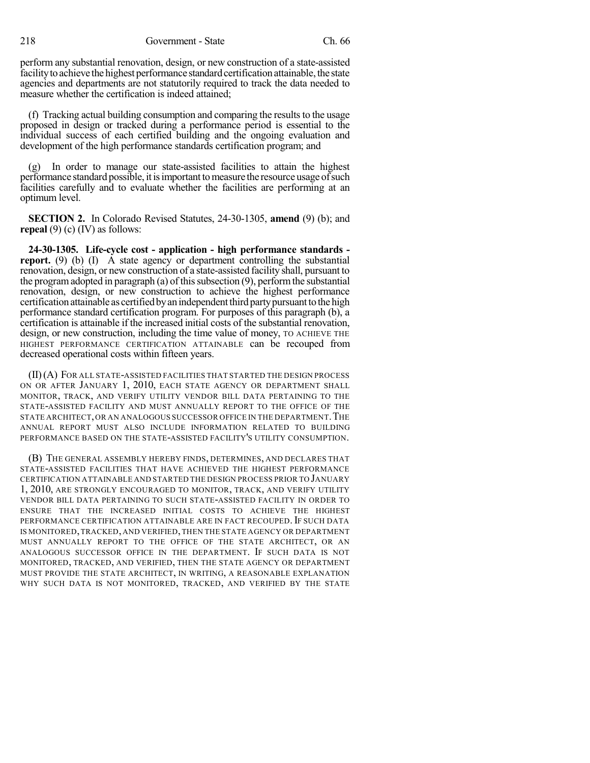perform any substantial renovation, design, or new construction of a state-assisted facility to achieve the highest performance standard certification attainable, the state agencies and departments are not statutorily required to track the data needed to measure whether the certification is indeed attained;

(f) Tracking actual building consumption and comparing the results to the usage proposed in design or tracked during a performance period is essential to the individual success of each certified building and the ongoing evaluation and development of the high performance standards certification program; and

(g) In order to manage our state-assisted facilities to attain the highest performance standard possible, it is important to measure the resource usage of such facilities carefully and to evaluate whether the facilities are performing at an optimum level.

**SECTION 2.** In Colorado Revised Statutes, 24-30-1305, **amend** (9) (b); and **repeal** (9) (c) (IV) as follows:

**24-30-1305. Life-cycle cost - application - high performance standards - report.** (9) (b) (I) A state agency or department controlling the substantial renovation, design, or new construction of a state-assisted facility shall, pursuant to the program adopted in paragraph (a) of this subsection (9), perform the substantial renovation, design, or new construction to achieve the highest performance certification attainable as certified by an independent third party pursuant to the high performance standard certification program. For purposes of this paragraph (b), a certification is attainable if the increased initial costs of the substantial renovation, design, or new construction, including the time value of money, TO ACHIEVE THE HIGHEST PERFORMANCE CERTIFICATION ATTAINABLE can be recouped from decreased operational costs within fifteen years.

(II) (A) FOR ALL STATE-ASSISTED FACILITIES THAT STARTED THE DESIGN PROCESS ON OR AFTER JANUARY 1, 2010, EACH STATE AGENCY OR DEPARTMENT SHALL MONITOR, TRACK, AND VERIFY UTILITY VENDOR BILL DATA PERTAINING TO THE STATE-ASSISTED FACILITY AND MUST ANNUALLY REPORT TO THE OFFICE OF THE STATE ARCHITECT, OR AN ANALOGOUS SUCCESSOR OFFICE IN THE DEPARTMENT. THE ANNUAL REPORT MUST ALSO INCLUDE INFORMATION RELATED TO BUILDING PERFORMANCE BASED ON THE STATE-ASSISTED FACILITY'S UTILITY CONSUMPTION.

(B) THE GENERAL ASSEMBLY HEREBY FINDS, DETERMINES, AND DECLARES THAT STATE-ASSISTED FACILITIES THAT HAVE ACHIEVED THE HIGHEST PERFORMANCE CERTIFICATION ATTAINABLE AND STARTED THE DESIGN PROCESS PRIOR TO JANUARY 1, 2010, ARE STRONGLY ENCOURAGED TO MONITOR, TRACK, AND VERIFY UTILITY VENDOR BILL DATA PERTAINING TO SUCH STATE-ASSISTED FACILITY IN ORDER TO ENSURE THAT THE INCREASED INITIAL COSTS TO ACHIEVE THE HIGHEST PERFORMANCE CERTIFICATION ATTAINABLE ARE IN FACT RECOUPED. IF SUCH DATA IS MONITORED, TRACKED, AND VERIFIED, THEN THE STATE AGENCY OR DEPARTMENT MUST ANNUALLY REPORT TO THE OFFICE OF THE STATE ARCHITECT, OR AN ANALOGOUS SUCCESSOR OFFICE IN THE DEPARTMENT. IF SUCH DATA IS NOT MONITORED, TRACKED, AND VERIFIED, THEN THE STATE AGENCY OR DEPARTMENT MUST PROVIDE THE STATE ARCHITECT, IN WRITING, A REASONABLE EXPLANATION WHY SUCH DATA IS NOT MONITORED, TRACKED, AND VERIFIED BY THE STATE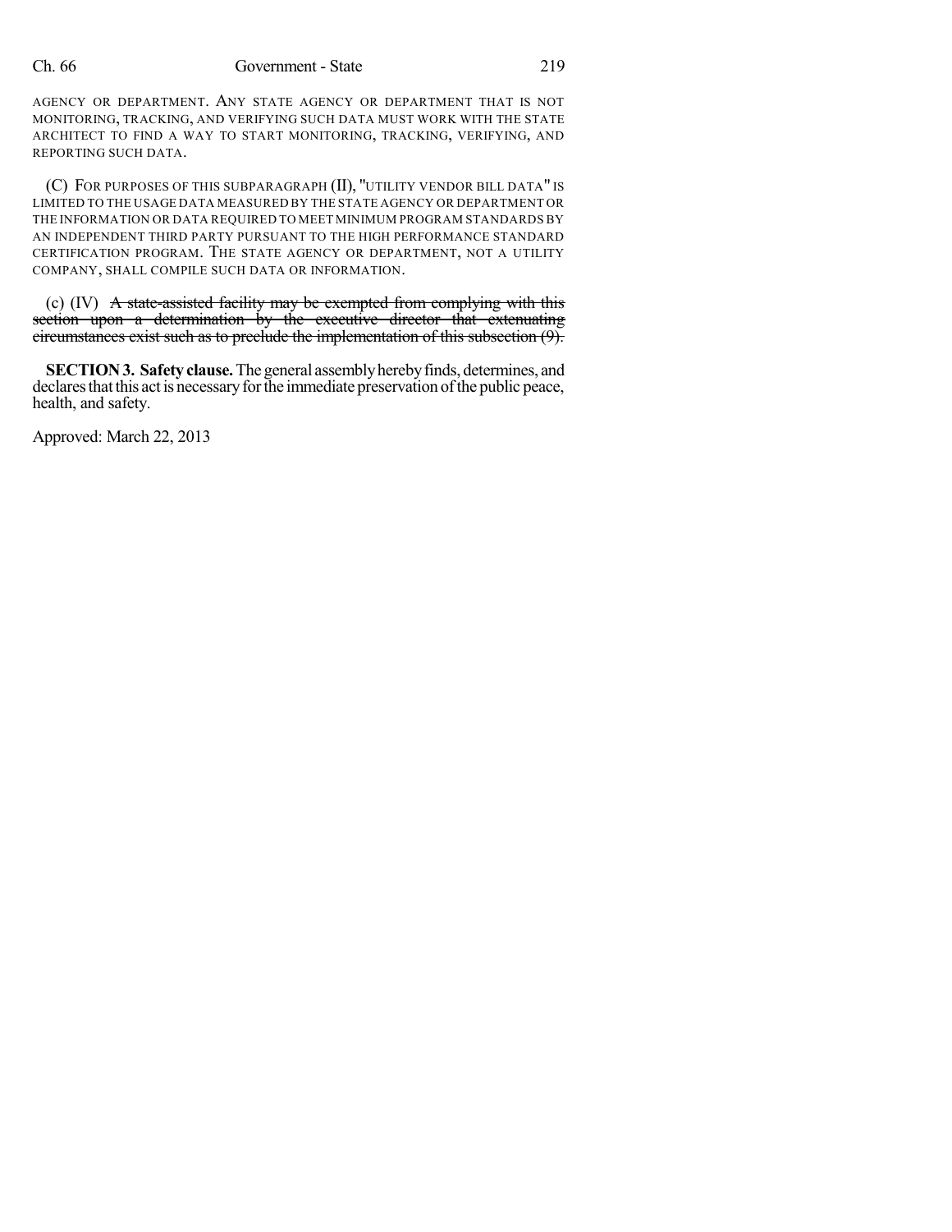AGENCY OR DEPARTMENT. ANY STATE AGENCY OR DEPARTMENT THAT IS NOT MONITORING, TRACKING, AND VERIFYING SUCH DATA MUST WORK WITH THE STATE ARCHITECT TO FIND A WAY TO START MONITORING, TRACKING, VERIFYING, AND REPORTING SUCH DATA.

(C) FOR PURPOSES OF THIS SUBPARAGRAPH (II), "UTILITY VENDOR BILL DATA" IS LIMITED TO THE USAGE DATA MEASURED BY THE STATE AGENCY OR DEPARTMENT OR THE INFORMATION OR DATA REQUIRED TO MEET MINIMUM PROGRAM STANDARDS BY AN INDEPENDENT THIRD PARTY PURSUANT TO THE HIGH PERFORMANCE STANDARD CERTIFICATION PROGRAM. THE STATE AGENCY OR DEPARTMENT, NOT A UTILITY COMPANY, SHALL COMPILE SUCH DATA OR INFORMATION.

(c) (IV) ~~A state-assisted facility may be exempted from complying with this section upon a determination by the executive director that extenuating circumstances exist such as to preclude the implementation of this subsection (9).~~

**SECTION 3. Safety clause.** The general assembly hereby finds, determines, and declares that this act is necessary for the immediate preservation of the public peace, health, and safety.

Approved: March 22, 2013